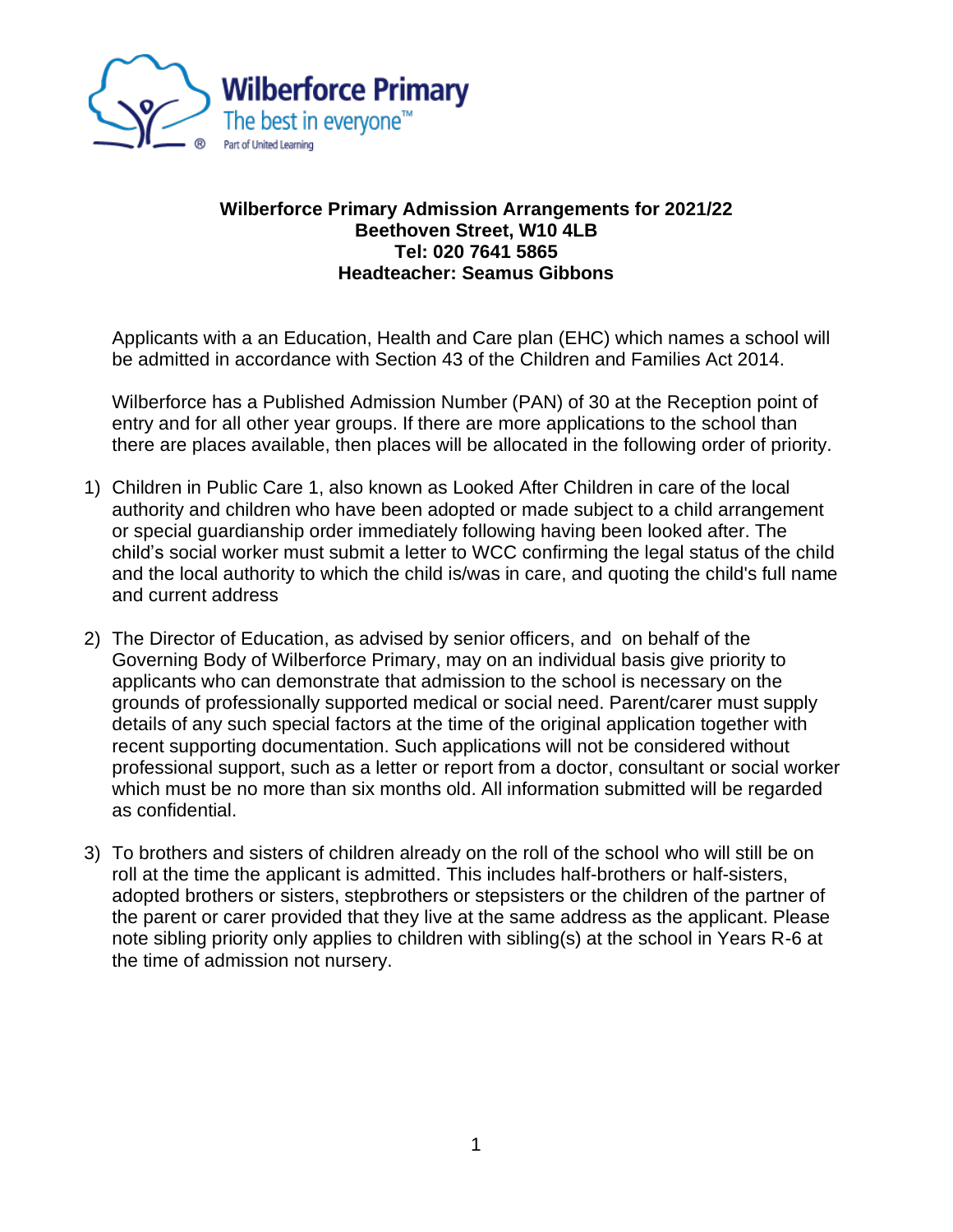Wilberforce Primary
The best in everyone™
Part of United Learning

# Wilberforce Primary Admission Arrangements for 2021/22

**Beethoven Street, W10 4LB**
**Tel: 020 7641 5865**
**Headteacher: Seamus Gibbons**

Applicants with a an Education, Health and Care plan (EHC) which names a school will be admitted in accordance with Section 43 of the Children and Families Act 2014.

Wilberforce has a Published Admission Number (PAN) of 30 at the Reception point of entry and for all other year groups. If there are more applications to the school than there are places available, then places will be allocated in the following order of priority.

1) Children in Public Care 1, also known as Looked After Children in care of the local authority and children who have been adopted or made subject to a child arrangement or special guardianship order immediately following having been looked after. The child's social worker must submit a letter to WCC confirming the legal status of the child and the local authority to which the child is/was in care, and quoting the child's full name and current address

2) The Director of Education, as advised by senior officers, and on behalf of the Governing Body of Wilberforce Primary, may on an individual basis give priority to applicants who can demonstrate that admission to the school is necessary on the grounds of professionally supported medical or social need. Parent/carer must supply details of any such special factors at the time of the original application together with recent supporting documentation. Such applications will not be considered without professional support, such as a letter or report from a doctor, consultant or social worker which must be no more than six months old. All information submitted will be regarded as confidential.

3) To brothers and sisters of children already on the roll of the school who will still be on roll at the time the applicant is admitted. This includes half-brothers or half-sisters, adopted brothers or sisters, stepbrothers or stepsisters or the children of the partner of the parent or carer provided that they live at the same address as the applicant. Please note sibling priority only applies to children with sibling(s) at the school in Years R-6 at the time of admission not nursery.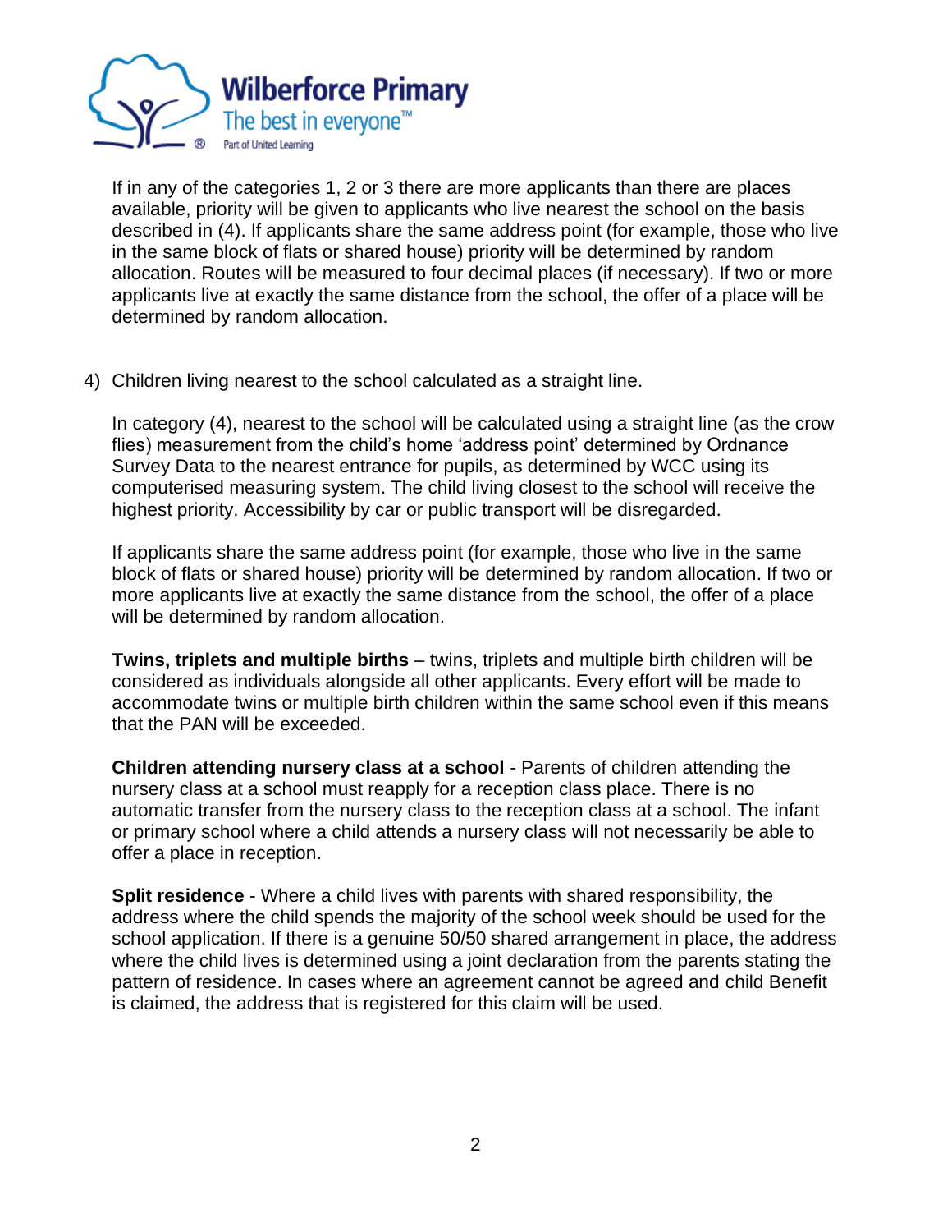If in any of the categories 1, 2 or 3 there are more applicants than there are places available, priority will be given to applicants who live nearest the school on the basis described in (4). If applicants share the same address point (for example, those who live in the same block of flats or shared house) priority will be determined by random allocation. Routes will be measured to four decimal places (if necessary). If two or more applicants live at exactly the same distance from the school, the offer of a place will be determined by random allocation.

4) Children living nearest to the school calculated as a straight line.

   In category (4), nearest to the school will be calculated using a straight line (as the crow flies) measurement from the child's home 'address point' determined by Ordnance Survey Data to the nearest entrance for pupils, as determined by WCC using its computerised measuring system. The child living closest to the school will receive the highest priority. Accessibility by car or public transport will be disregarded.

   If applicants share the same address point (for example, those who live in the same block of flats or shared house) priority will be determined by random allocation. If two or more applicants live at exactly the same distance from the school, the offer of a place will be determined by random allocation.

**Twins, triplets and multiple births** – twins, triplets and multiple birth children will be considered as individuals alongside all other applicants. Every effort will be made to accommodate twins or multiple birth children within the same school even if this means that the PAN will be exceeded.

**Children attending nursery class at a school** - Parents of children attending the nursery class at a school must reapply for a reception class place. There is no automatic transfer from the nursery class to the reception class at a school. The infant or primary school where a child attends a nursery class will not necessarily be able to offer a place in reception.

**Split residence** - Where a child lives with parents with shared responsibility, the address where the child spends the majority of the school week should be used for the school application. If there is a genuine 50/50 shared arrangement in place, the address where the child lives is determined using a joint declaration from the parents stating the pattern of residence. In cases where an agreement cannot be agreed and child Benefit is claimed, the address that is registered for this claim will be used.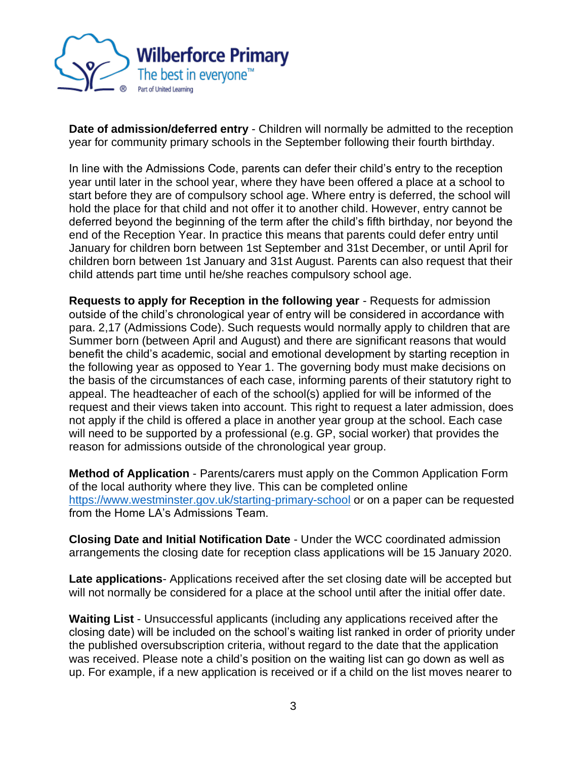**Date of admission/deferred entry** - Children will normally be admitted to the reception year for community primary schools in the September following their fourth birthday.

In line with the Admissions Code, parents can defer their child's entry to the reception year until later in the school year, where they have been offered a place at a school to start before they are of compulsory school age. Where entry is deferred, the school will hold the place for that child and not offer it to another child. However, entry cannot be deferred beyond the beginning of the term after the child's fifth birthday, nor beyond the end of the Reception Year. In practice this means that parents could defer entry until January for children born between 1st September and 31st December, or until April for children born between 1st January and 31st August. Parents can also request that their child attends part time until he/she reaches compulsory school age.

**Requests to apply for Reception in the following year** - Requests for admission outside of the child's chronological year of entry will be considered in accordance with para. 2,17 (Admissions Code). Such requests would normally apply to children that are Summer born (between April and August) and there are significant reasons that would benefit the child's academic, social and emotional development by starting reception in the following year as opposed to Year 1. The governing body must make decisions on the basis of the circumstances of each case, informing parents of their statutory right to appeal. The headteacher of each of the school(s) applied for will be informed of the request and their views taken into account. This right to request a later admission, does not apply if the child is offered a place in another year group at the school. Each case will need to be supported by a professional (e.g. GP, social worker) that provides the reason for admissions outside of the chronological year group.

**Method of Application** - Parents/carers must apply on the Common Application Form of the local authority where they live. This can be completed online [https://www.westminster.gov.uk/starting-primary-school](https://www.westminster.gov.uk/starting-primary-school) or on a paper can be requested from the Home LA's Admissions Team.

**Closing Date and Initial Notification Date** - Under the WCC coordinated admission arrangements the closing date for reception class applications will be 15 January 2020.

**Late applications**- Applications received after the set closing date will be accepted but will not normally be considered for a place at the school until after the initial offer date.

**Waiting List** - Unsuccessful applicants (including any applications received after the closing date) will be included on the school's waiting list ranked in order of priority under the published oversubscription criteria, without regard to the date that the application was received. Please note a child's position on the waiting list can go down as well as up. For example, if a new application is received or if a child on the list moves nearer to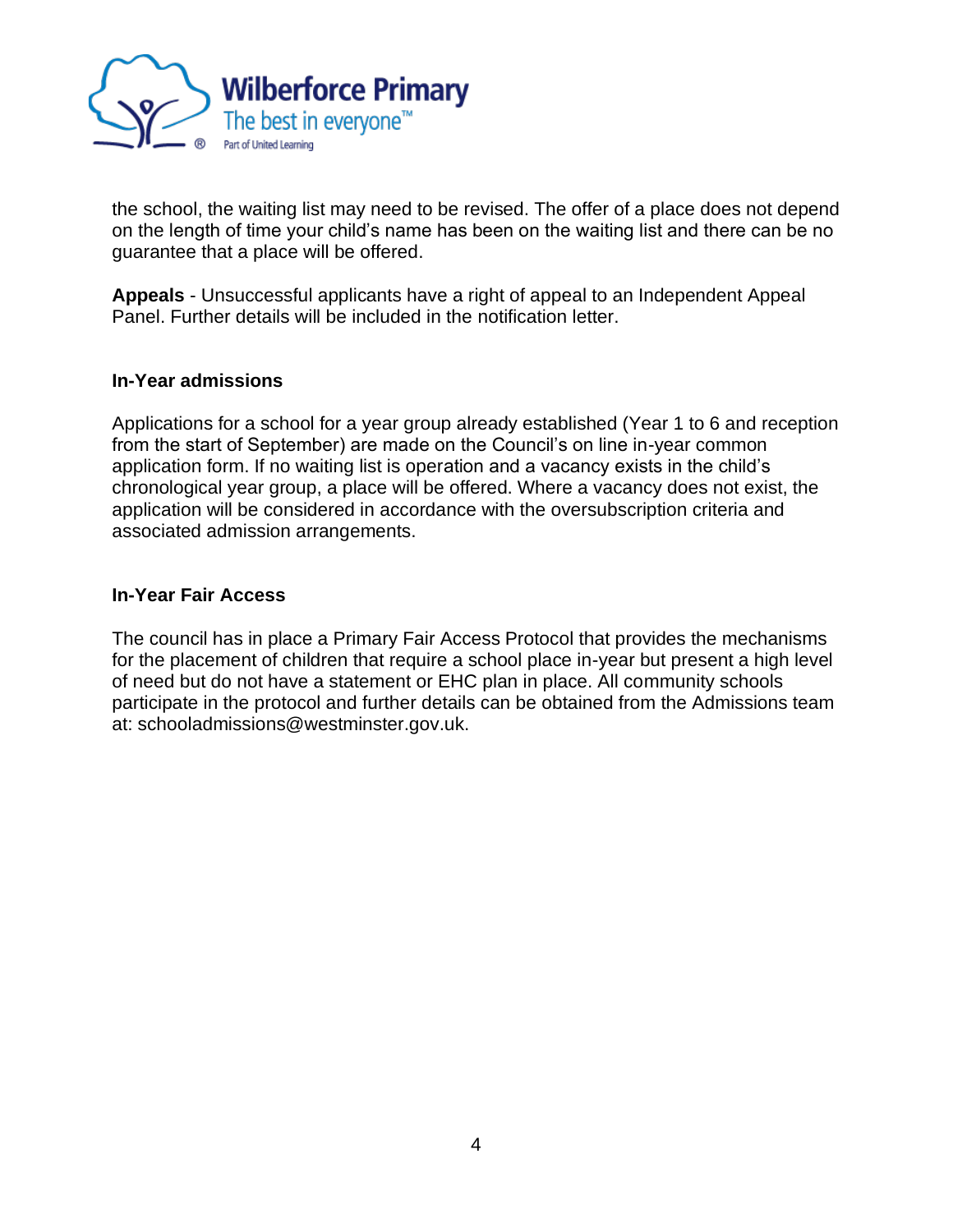the school, the waiting list may need to be revised. The offer of a place does not depend on the length of time your child's name has been on the waiting list and there can be no guarantee that a place will be offered.

**Appeals** - Unsuccessful applicants have a right of appeal to an Independent Appeal Panel. Further details will be included in the notification letter.

### In-Year admissions

Applications for a school for a year group already established (Year 1 to 6 and reception from the start of September) are made on the Council's on line in-year common application form. If no waiting list is operation and a vacancy exists in the child's chronological year group, a place will be offered. Where a vacancy does not exist, the application will be considered in accordance with the oversubscription criteria and associated admission arrangements.

### In-Year Fair Access

The council has in place a Primary Fair Access Protocol that provides the mechanisms for the placement of children that require a school place in-year but present a high level of need but do not have a statement or EHC plan in place. All community schools participate in the protocol and further details can be obtained from the Admissions team at: schooladmissions@westminster.gov.uk.